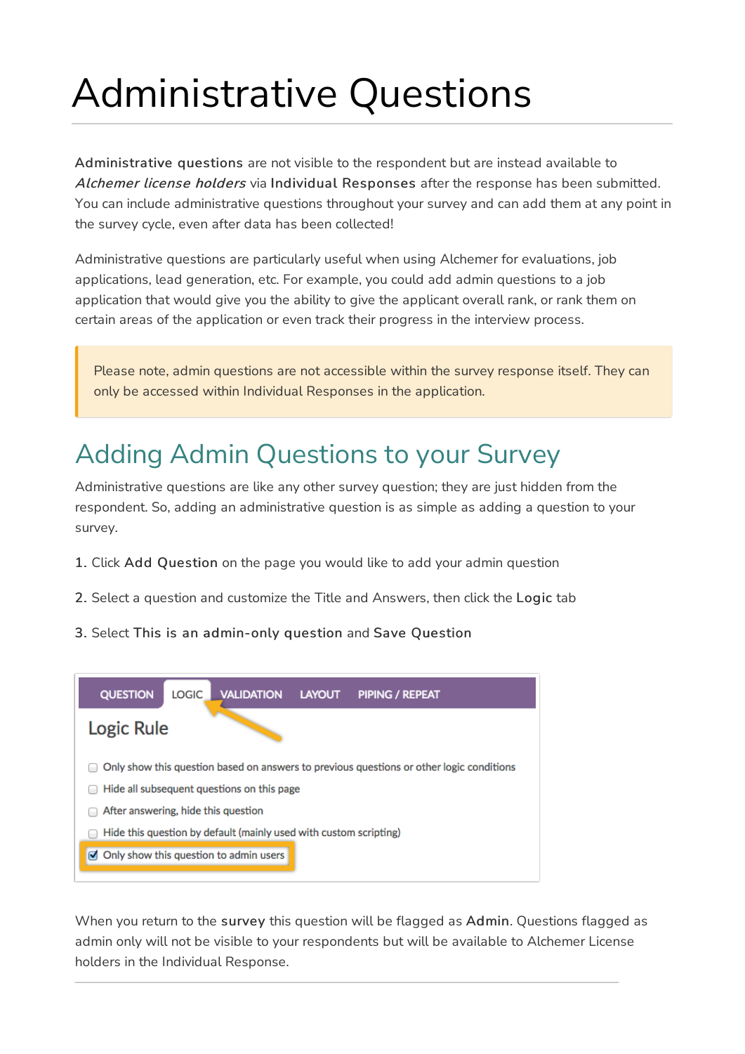# Administrative Questions

**Administrative questions** are not visible to the respondent but are instead available to ***Alchemer license holders*** via **Individual Responses** after the response has been submitted. You can include administrative questions throughout your survey and can add them at any point in the survey cycle, even after data has been collected!

Administrative questions are particularly useful when using Alchemer for evaluations, job applications, lead generation, etc. For example, you could add admin questions to a job application that would give you the ability to give the applicant overall rank, or rank them on certain areas of the application or even track their progress in the interview process.

> Please note, admin questions are not accessible within the survey response itself. They can only be accessed within Individual Responses in the application.

## Adding Admin Questions to your Survey

Administrative questions are like any other survey question; they are just hidden from the respondent. So, adding an administrative question is as simple as adding a question to your survey.

1. Click **Add Question** on the page you would like to add your admin question
2. Select a question and customize the Title and Answers, then click the **Logic** tab
3. Select **This is an admin-only question** and **Save Question**

When you return to the **survey** this question will be flagged as **Admin**. Questions flagged as admin only will not be visible to your respondents but will be available to Alchemer License holders in the Individual Response.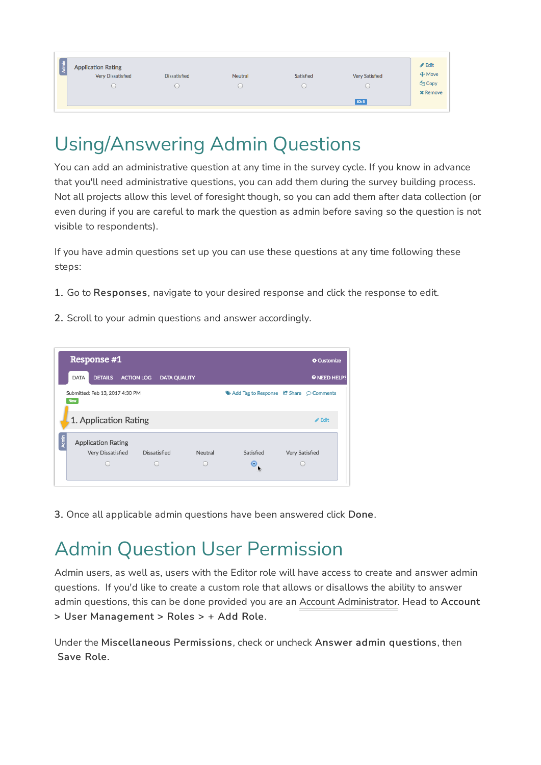## Using/Answering Admin Questions

You can add an administrative question at any time in the survey cycle. If you know in advance that you'll need administrative questions, you can add them during the survey building process. Not all projects allow this level of foresight though, so you can add them after data collection (or even during if you are careful to mark the question as admin before saving so the question is not visible to respondents).

If you have admin questions set up you can use these questions at any time following these steps:

1. Go to **Responses**, navigate to your desired response and click the response to edit.

2. Scroll to your admin questions and answer accordingly.

3. Once all applicable admin questions have been answered click **Done**.

## Admin Question User Permission

Admin users, as well as, users with the Editor role will have access to create and answer admin questions. If you'd like to create a custom role that allows or disallows the ability to answer admin questions, this can be done provided you are an Account Administrator. Head to **Account > User Management > Roles > + Add Role**.

Under the **Miscellaneous Permissions**, check or uncheck **Answer admin questions**, then **Save Role**.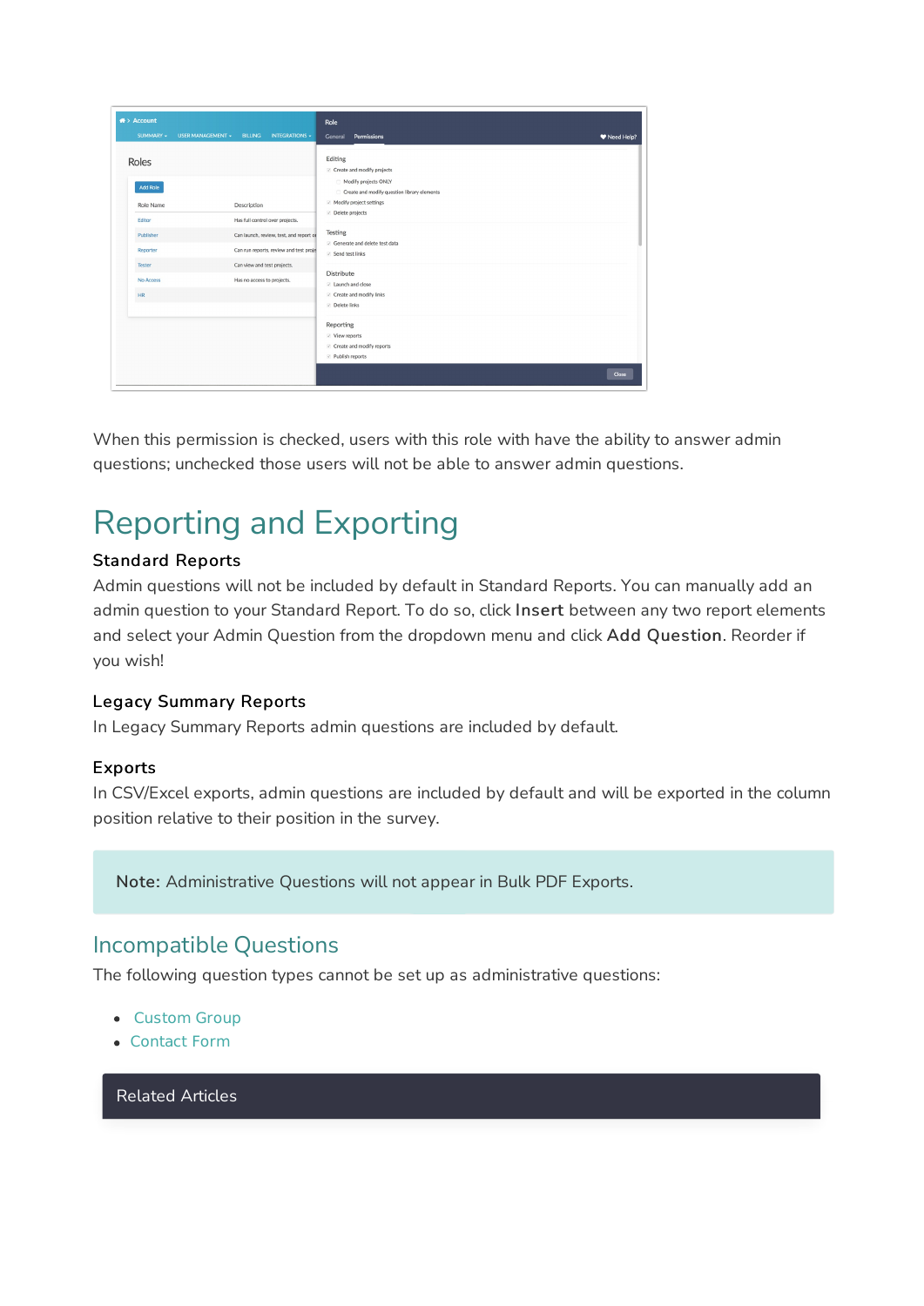When this permission is checked, users with this role with have the ability to answer admin questions; unchecked those users will not be able to answer admin questions.

# Reporting and Exporting

### Standard Reports

Admin questions will not be included by default in Standard Reports. You can manually add an admin question to your Standard Report. To do so, click **Insert** between any two report elements and select your Admin Question from the dropdown menu and click **Add Question**. Reorder if you wish!

### Legacy Summary Reports

In Legacy Summary Reports admin questions are included by default.

### Exports

In CSV/Excel exports, admin questions are included by default and will be exported in the column position relative to their position in the survey.

**Note:** Administrative Questions will not appear in Bulk PDF Exports.

## Incompatible Questions

The following question types cannot be set up as administrative questions:

- Custom Group
- Contact Form

Related Articles